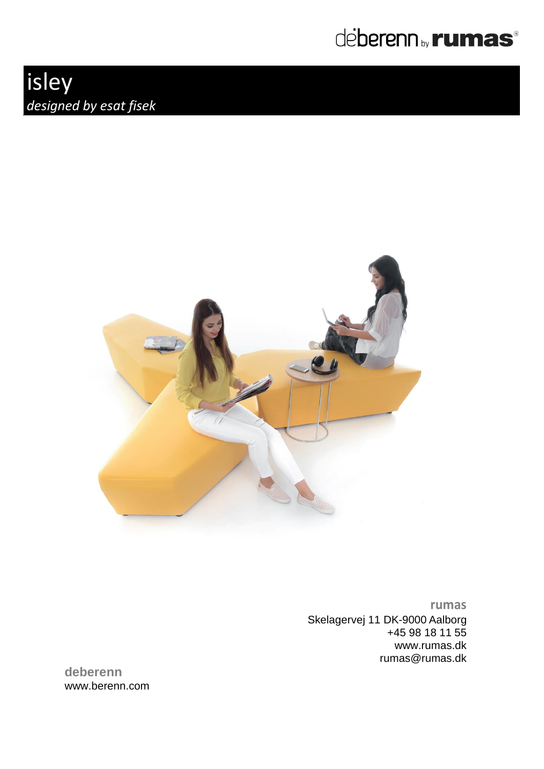deberenn by rumas®

# isley

*designed by esat fisek*

**rumas**
Skelagervej 11 DK-9000 Aalborg
+45 98 18 11 55
www.rumas.dk
rumas@rumas.dk

**deberenn**
www.berenn.com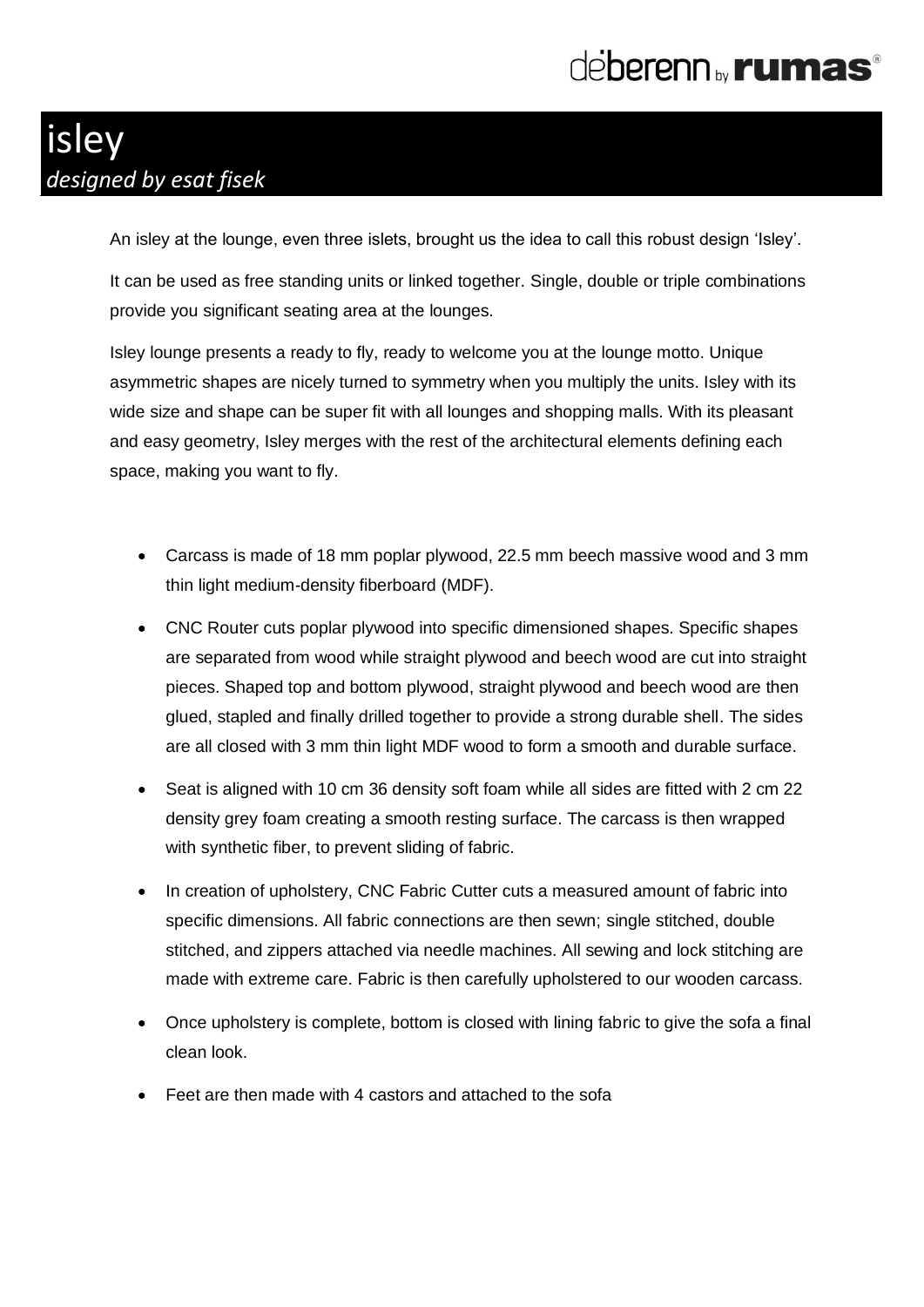# isley

*designed by esat fisek*

An isley at the lounge, even three islets, brought us the idea to call this robust design 'Isley'.

It can be used as free standing units or linked together. Single, double or triple combinations provide you significant seating area at the lounges.

Isley lounge presents a ready to fly, ready to welcome you at the lounge motto. Unique asymmetric shapes are nicely turned to symmetry when you multiply the units. Isley with its wide size and shape can be super fit with all lounges and shopping malls. With its pleasant and easy geometry, Isley merges with the rest of the architectural elements defining each space, making you want to fly.

- Carcass is made of 18 mm poplar plywood, 22.5 mm beech massive wood and 3 mm thin light medium-density fiberboard (MDF).
- CNC Router cuts poplar plywood into specific dimensioned shapes. Specific shapes are separated from wood while straight plywood and beech wood are cut into straight pieces. Shaped top and bottom plywood, straight plywood and beech wood are then glued, stapled and finally drilled together to provide a strong durable shell. The sides are all closed with 3 mm thin light MDF wood to form a smooth and durable surface.
- Seat is aligned with 10 cm 36 density soft foam while all sides are fitted with 2 cm 22 density grey foam creating a smooth resting surface. The carcass is then wrapped with synthetic fiber, to prevent sliding of fabric.
- In creation of upholstery, CNC Fabric Cutter cuts a measured amount of fabric into specific dimensions. All fabric connections are then sewn; single stitched, double stitched, and zippers attached via needle machines. All sewing and lock stitching are made with extreme care. Fabric is then carefully upholstered to our wooden carcass.
- Once upholstery is complete, bottom is closed with lining fabric to give the sofa a final clean look.
- Feet are then made with 4 castors and attached to the sofa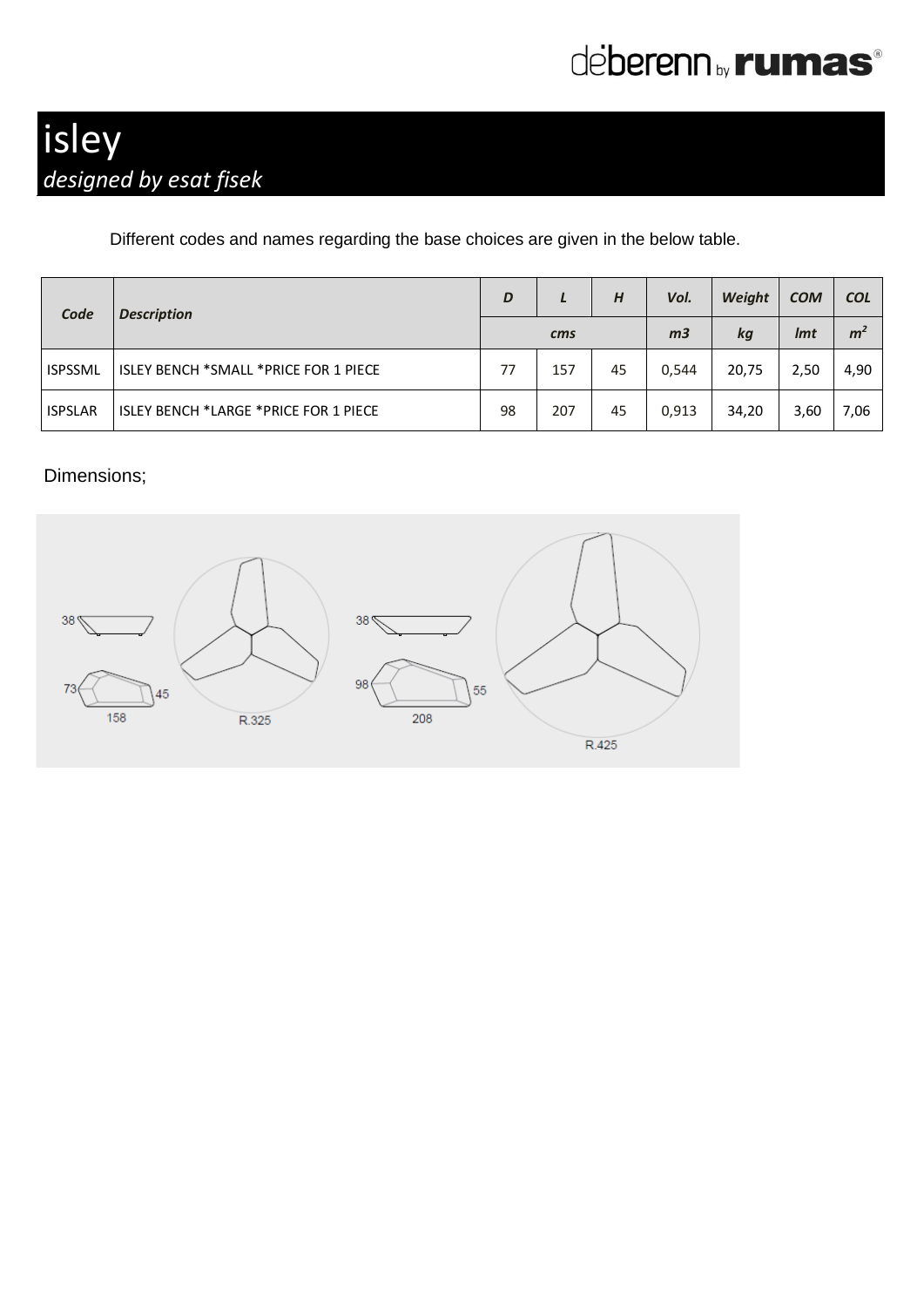# isley

*designed by esat fisek*

Different codes and names regarding the base choices are given in the below table.

| Code | Description | D | L | H | Vol. | Weight | COM | COL |
|---|---|---|---|---|---|---|---|---|
| | | cms | | | m3 | kg | lmt | $m^2$ |
| ISPSSML | ISLEY BENCH *SMALL *PRICE FOR 1 PIECE | 77 | 157 | 45 | 0,544 | 20,75 | 2,50 | 4,90 |
| ISPSLAR | ISLEY BENCH *LARGE *PRICE FOR 1 PIECE | 98 | 207 | 45 | 0,913 | 34,20 | 3,60 | 7,06 |

Dimensions;

38
73
45
158
R.325
38
98
55
208
R.425